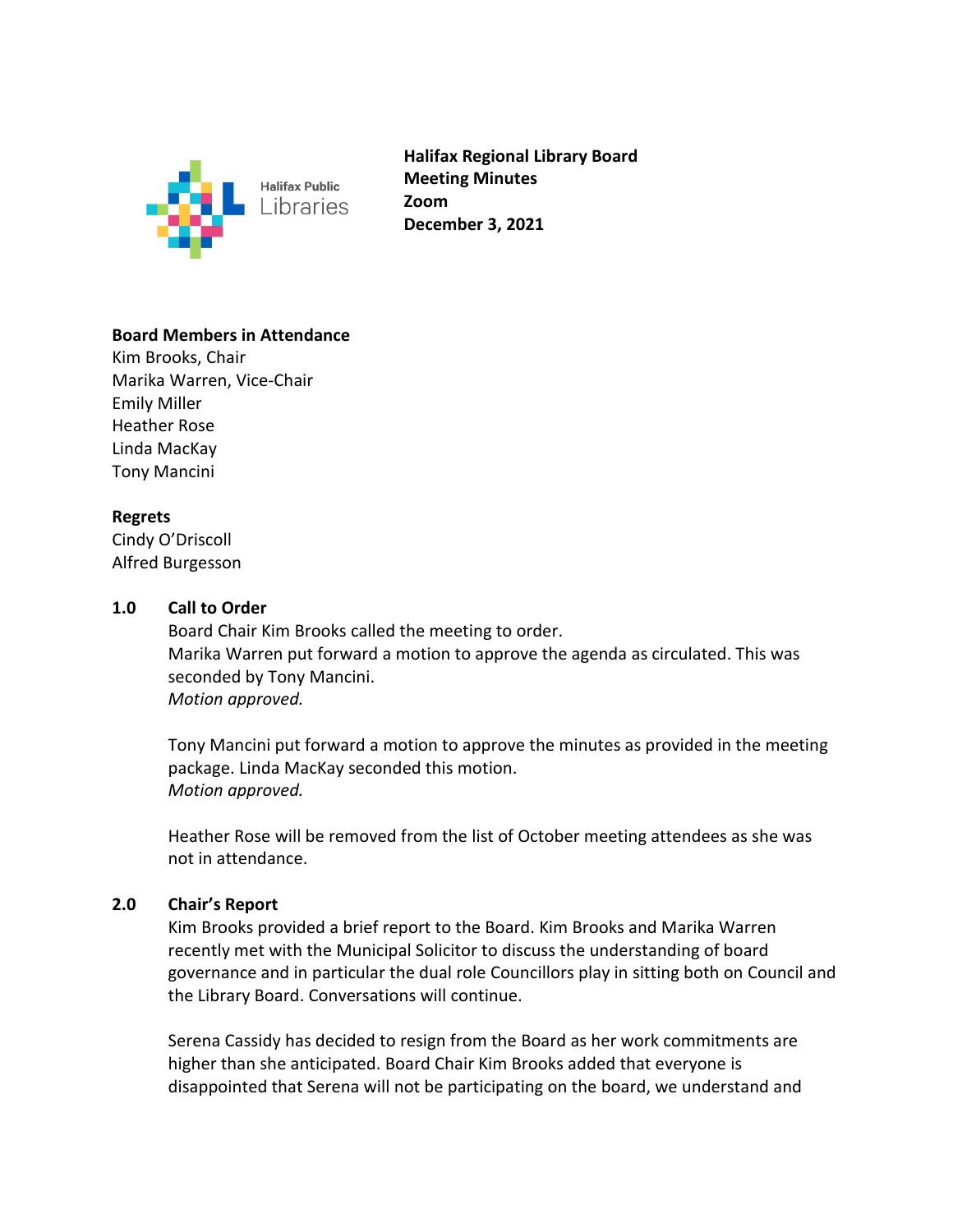Halifax Public Libraries

**Halifax Regional Library Board**
**Meeting Minutes**
**Zoom**
**December 3, 2021**

**Board Members in Attendance**
Kim Brooks, Chair
Marika Warren, Vice-Chair
Emily Miller
Heather Rose
Linda MacKay
Tony Mancini

**Regrets**
Cindy O'Driscoll
Alfred Burgesson

## 1.0 Call to Order

Board Chair Kim Brooks called the meeting to order.
Marika Warren put forward a motion to approve the agenda as circulated. This was seconded by Tony Mancini.
*Motion approved.*

Tony Mancini put forward a motion to approve the minutes as provided in the meeting package. Linda MacKay seconded this motion.
*Motion approved.*

Heather Rose will be removed from the list of October meeting attendees as she was not in attendance.

## 2.0 Chair's Report

Kim Brooks provided a brief report to the Board. Kim Brooks and Marika Warren recently met with the Municipal Solicitor to discuss the understanding of board governance and in particular the dual role Councillors play in sitting both on Council and the Library Board. Conversations will continue.

Serena Cassidy has decided to resign from the Board as her work commitments are higher than she anticipated. Board Chair Kim Brooks added that everyone is disappointed that Serena will not be participating on the board, we understand and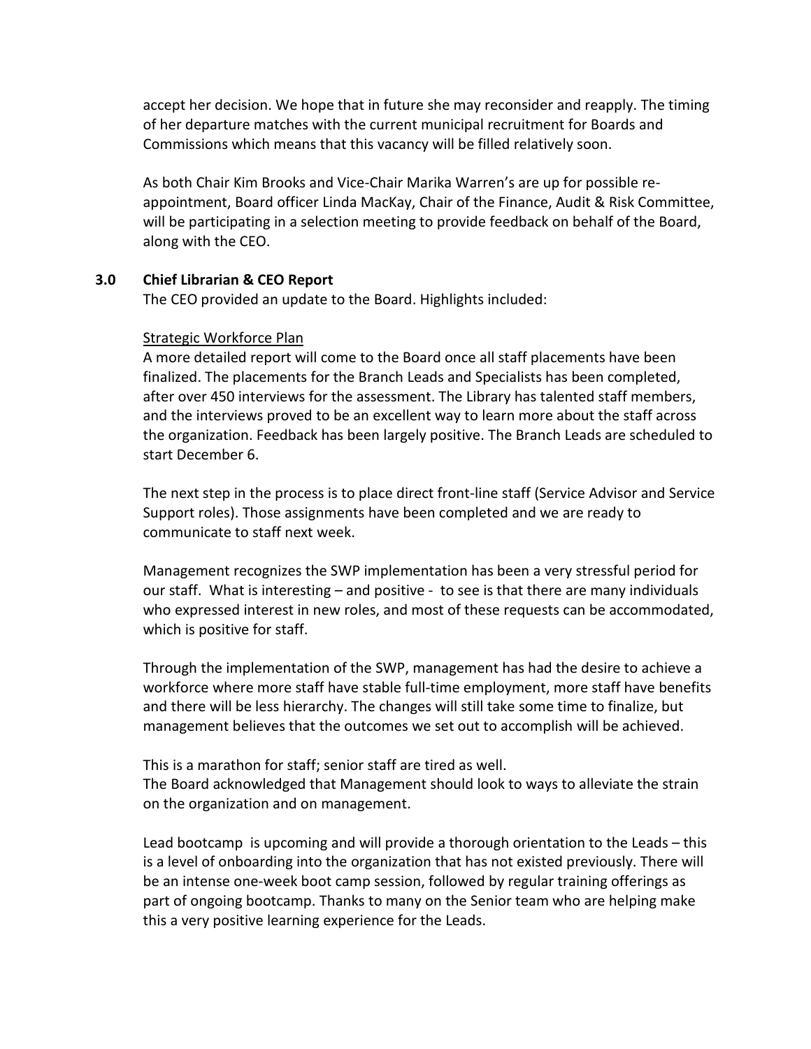accept her decision. We hope that in future she may reconsider and reapply. The timing of her departure matches with the current municipal recruitment for Boards and Commissions which means that this vacancy will be filled relatively soon.

As both Chair Kim Brooks and Vice-Chair Marika Warren's are up for possible re-appointment, Board officer Linda MacKay, Chair of the Finance, Audit & Risk Committee, will be participating in a selection meeting to provide feedback on behalf of the Board, along with the CEO.

## 3.0 Chief Librarian & CEO Report

The CEO provided an update to the Board. Highlights included:

Strategic Workforce Plan

A more detailed report will come to the Board once all staff placements have been finalized. The placements for the Branch Leads and Specialists has been completed, after over 450 interviews for the assessment. The Library has talented staff members, and the interviews proved to be an excellent way to learn more about the staff across the organization. Feedback has been largely positive. The Branch Leads are scheduled to start December 6.

The next step in the process is to place direct front-line staff (Service Advisor and Service Support roles). Those assignments have been completed and we are ready to communicate to staff next week.

Management recognizes the SWP implementation has been a very stressful period for our staff. What is interesting – and positive - to see is that there are many individuals who expressed interest in new roles, and most of these requests can be accommodated, which is positive for staff.

Through the implementation of the SWP, management has had the desire to achieve a workforce where more staff have stable full-time employment, more staff have benefits and there will be less hierarchy. The changes will still take some time to finalize, but management believes that the outcomes we set out to accomplish will be achieved.

This is a marathon for staff; senior staff are tired as well.
The Board acknowledged that Management should look to ways to alleviate the strain on the organization and on management.

Lead bootcamp is upcoming and will provide a thorough orientation to the Leads – this is a level of onboarding into the organization that has not existed previously. There will be an intense one-week boot camp session, followed by regular training offerings as part of ongoing bootcamp. Thanks to many on the Senior team who are helping make this a very positive learning experience for the Leads.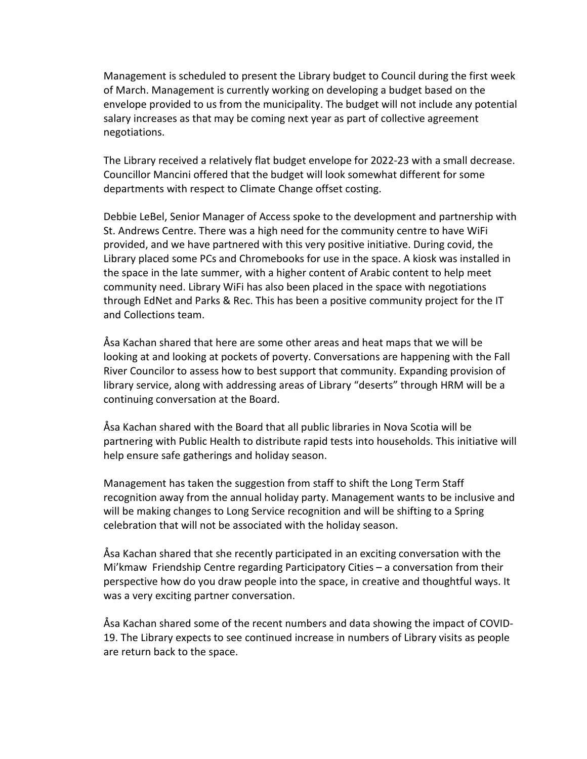Management is scheduled to present the Library budget to Council during the first week of March. Management is currently working on developing a budget based on the envelope provided to us from the municipality. The budget will not include any potential salary increases as that may be coming next year as part of collective agreement negotiations.

The Library received a relatively flat budget envelope for 2022-23 with a small decrease. Councillor Mancini offered that the budget will look somewhat different for some departments with respect to Climate Change offset costing.

Debbie LeBel, Senior Manager of Access spoke to the development and partnership with St. Andrews Centre. There was a high need for the community centre to have WiFi provided, and we have partnered with this very positive initiative. During covid, the Library placed some PCs and Chromebooks for use in the space. A kiosk was installed in the space in the late summer, with a higher content of Arabic content to help meet community need. Library WiFi has also been placed in the space with negotiations through EdNet and Parks & Rec. This has been a positive community project for the IT and Collections team.

Åsa Kachan shared that here are some other areas and heat maps that we will be looking at and looking at pockets of poverty. Conversations are happening with the Fall River Councilor to assess how to best support that community. Expanding provision of library service, along with addressing areas of Library "deserts" through HRM will be a continuing conversation at the Board.

Åsa Kachan shared with the Board that all public libraries in Nova Scotia will be partnering with Public Health to distribute rapid tests into households. This initiative will help ensure safe gatherings and holiday season.

Management has taken the suggestion from staff to shift the Long Term Staff recognition away from the annual holiday party. Management wants to be inclusive and will be making changes to Long Service recognition and will be shifting to a Spring celebration that will not be associated with the holiday season.

Åsa Kachan shared that she recently participated in an exciting conversation with the Mi'kmaw Friendship Centre regarding Participatory Cities – a conversation from their perspective how do you draw people into the space, in creative and thoughtful ways. It was a very exciting partner conversation.

Åsa Kachan shared some of the recent numbers and data showing the impact of COVID-19. The Library expects to see continued increase in numbers of Library visits as people are return back to the space.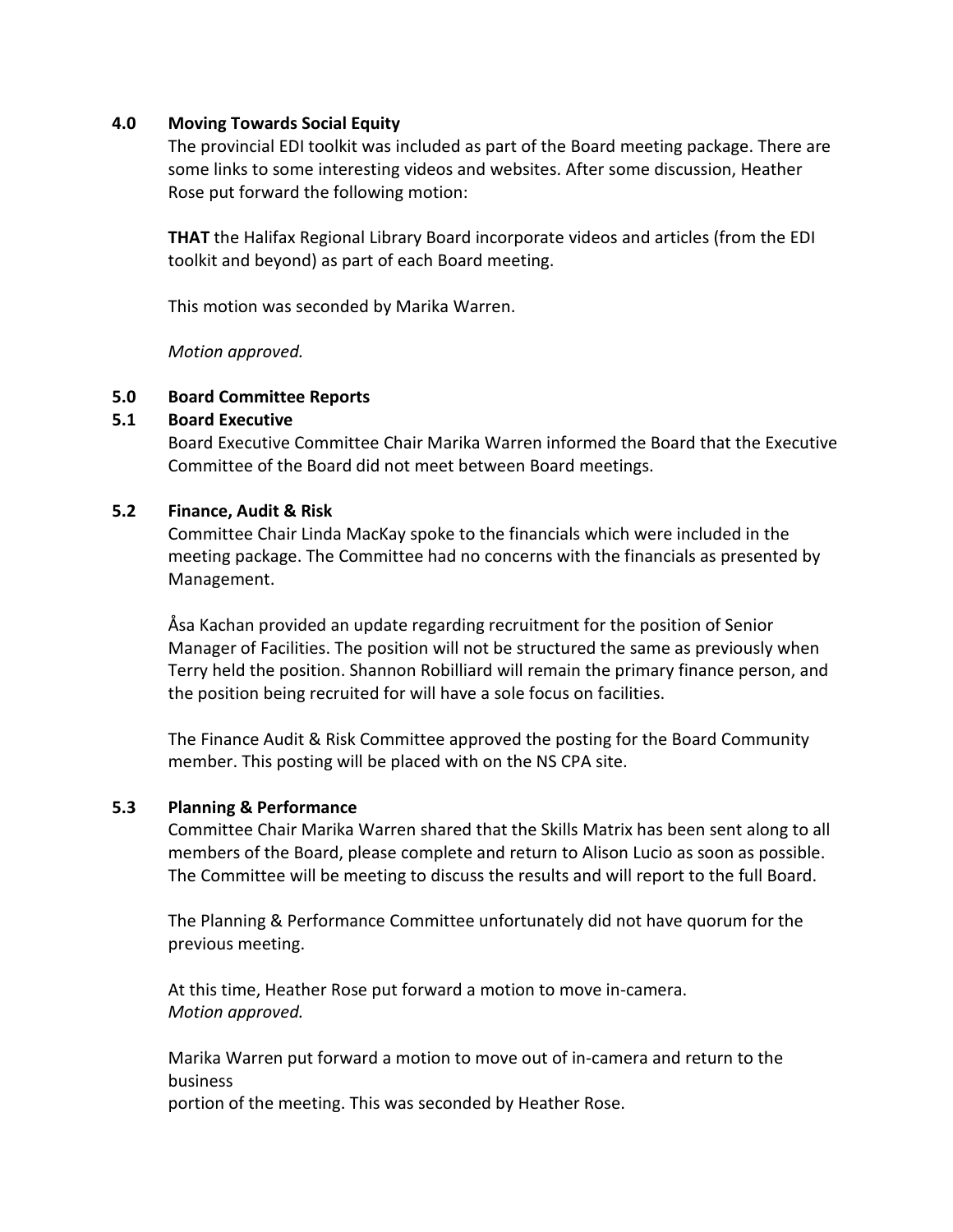### 4.0 Moving Towards Social Equity

The provincial EDI toolkit was included as part of the Board meeting package. There are some links to some interesting videos and websites. After some discussion, Heather Rose put forward the following motion:

**THAT** the Halifax Regional Library Board incorporate videos and articles (from the EDI toolkit and beyond) as part of each Board meeting.

This motion was seconded by Marika Warren.

*Motion approved.*

### 5.0 Board Committee Reports

### 5.1 Board Executive

Board Executive Committee Chair Marika Warren informed the Board that the Executive Committee of the Board did not meet between Board meetings.

### 5.2 Finance, Audit & Risk

Committee Chair Linda MacKay spoke to the financials which were included in the meeting package. The Committee had no concerns with the financials as presented by Management.

Åsa Kachan provided an update regarding recruitment for the position of Senior Manager of Facilities. The position will not be structured the same as previously when Terry held the position. Shannon Robilliard will remain the primary finance person, and the position being recruited for will have a sole focus on facilities.

The Finance Audit & Risk Committee approved the posting for the Board Community member. This posting will be placed with on the NS CPA site.

### 5.3 Planning & Performance

Committee Chair Marika Warren shared that the Skills Matrix has been sent along to all members of the Board, please complete and return to Alison Lucio as soon as possible. The Committee will be meeting to discuss the results and will report to the full Board.

The Planning & Performance Committee unfortunately did not have quorum for the previous meeting.

At this time, Heather Rose put forward a motion to move in-camera.
*Motion approved.*

Marika Warren put forward a motion to move out of in-camera and return to the business
portion of the meeting. This was seconded by Heather Rose.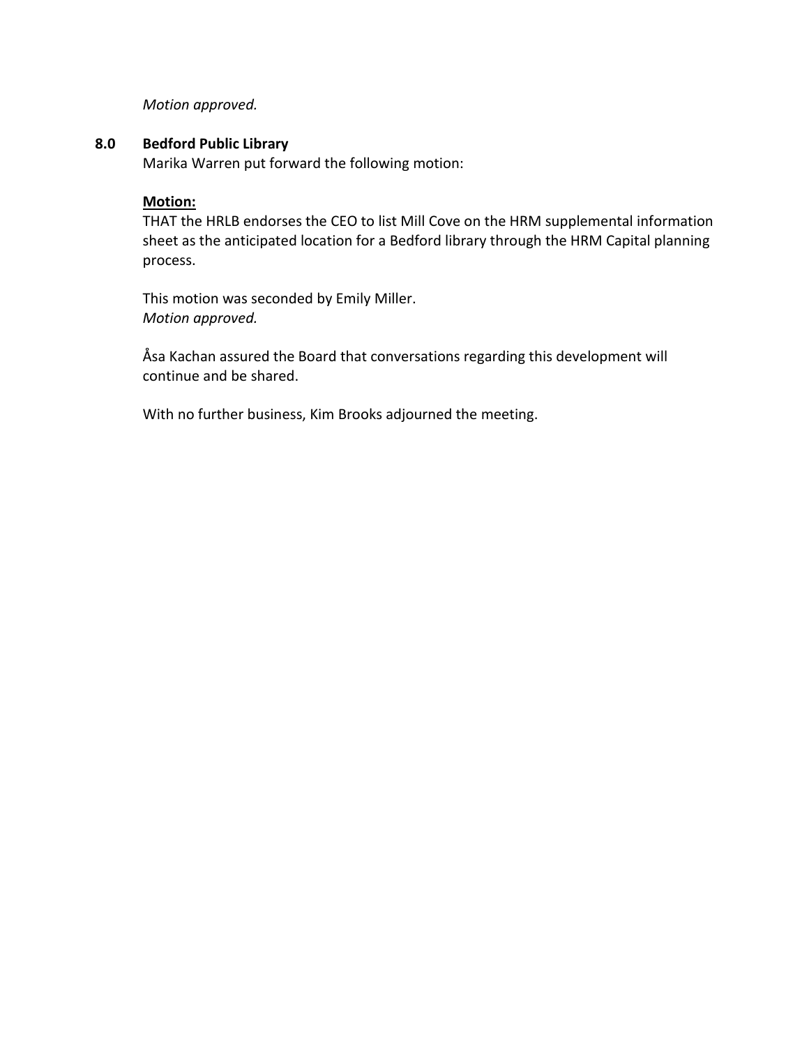*Motion approved.*

## 8.0 Bedford Public Library

Marika Warren put forward the following motion:

**Motion:**

THAT the HRLB endorses the CEO to list Mill Cove on the HRM supplemental information sheet as the anticipated location for a Bedford library through the HRM Capital planning process.

This motion was seconded by Emily Miller.
*Motion approved.*

Åsa Kachan assured the Board that conversations regarding this development will continue and be shared.

With no further business, Kim Brooks adjourned the meeting.